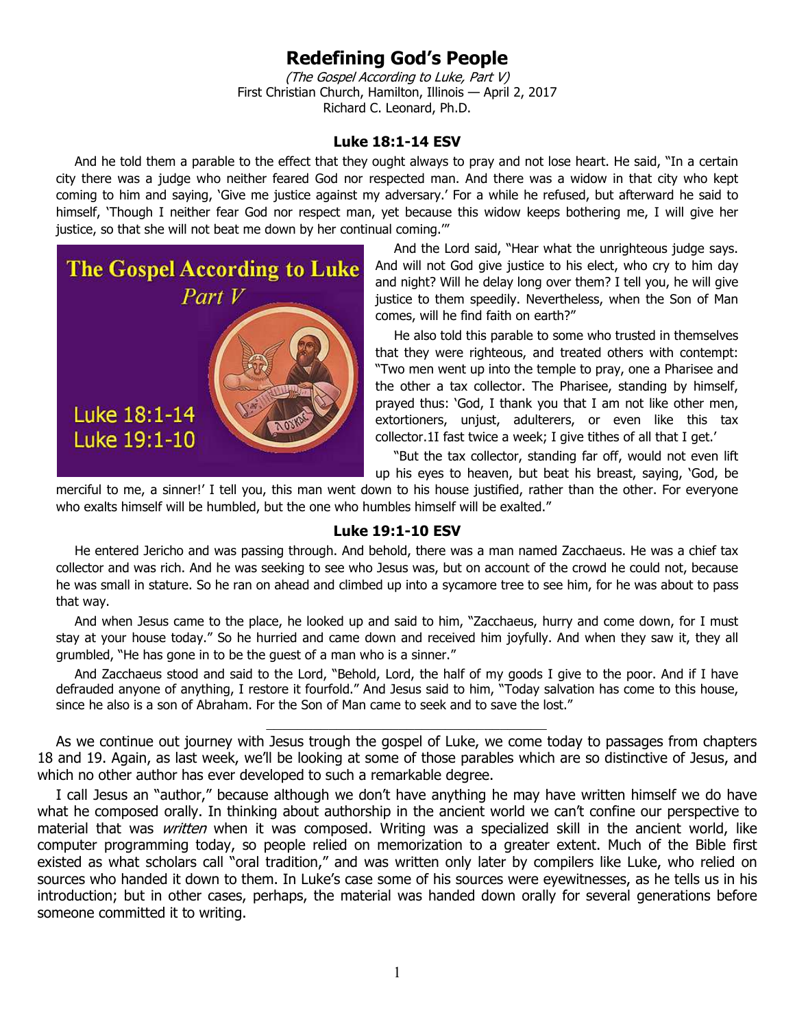# Redefining God's People

*(The Gospel According to Luke, Part V)*
First Christian Church, Hamilton, Illinois — April 2, 2017
Richard C. Leonard, Ph.D.

### Luke 18:1-14 ESV

And he told them a parable to the effect that they ought always to pray and not lose heart. He said, "In a certain city there was a judge who neither feared God nor respected man. And there was a widow in that city who kept coming to him and saying, 'Give me justice against my adversary.' For a while he refused, but afterward he said to himself, 'Though I neither fear God nor respect man, yet because this widow keeps bothering me, I will give her justice, so that she will not beat me down by her continual coming.'"

And the Lord said, "Hear what the unrighteous judge says. And will not God give justice to his elect, who cry to him day and night? Will he delay long over them? I tell you, he will give justice to them speedily. Nevertheless, when the Son of Man comes, will he find faith on earth?"

He also told this parable to some who trusted in themselves that they were righteous, and treated others with contempt: "Two men went up into the temple to pray, one a Pharisee and the other a tax collector. The Pharisee, standing by himself, prayed thus: 'God, I thank you that I am not like other men, extortioners, unjust, adulterers, or even like this tax collector.1I fast twice a week; I give tithes of all that I get.'

"But the tax collector, standing far off, would not even lift up his eyes to heaven, but beat his breast, saying, 'God, be merciful to me, a sinner!' I tell you, this man went down to his house justified, rather than the other. For everyone who exalts himself will be humbled, but the one who humbles himself will be exalted."

### Luke 19:1-10 ESV

He entered Jericho and was passing through. And behold, there was a man named Zacchaeus. He was a chief tax collector and was rich. And he was seeking to see who Jesus was, but on account of the crowd he could not, because he was small in stature. So he ran on ahead and climbed up into a sycamore tree to see him, for he was about to pass that way.

And when Jesus came to the place, he looked up and said to him, "Zacchaeus, hurry and come down, for I must stay at your house today." So he hurried and came down and received him joyfully. And when they saw it, they all grumbled, "He has gone in to be the guest of a man who is a sinner."

And Zacchaeus stood and said to the Lord, "Behold, Lord, the half of my goods I give to the poor. And if I have defrauded anyone of anything, I restore it fourfold." And Jesus said to him, "Today salvation has come to this house, since he also is a son of Abraham. For the Son of Man came to seek and to save the lost."

---

As we continue out journey with Jesus trough the gospel of Luke, we come today to passages from chapters 18 and 19. Again, as last week, we'll be looking at some of those parables which are so distinctive of Jesus, and which no other author has ever developed to such a remarkable degree.

I call Jesus an "author," because although we don't have anything he may have written himself we do have what he composed orally. In thinking about authorship in the ancient world we can't confine our perspective to material that was *written* when it was composed. Writing was a specialized skill in the ancient world, like computer programming today, so people relied on memorization to a greater extent. Much of the Bible first existed as what scholars call "oral tradition," and was written only later by compilers like Luke, who relied on sources who handed it down to them. In Luke's case some of his sources were eyewitnesses, as he tells us in his introduction; but in other cases, perhaps, the material was handed down orally for several generations before someone committed it to writing.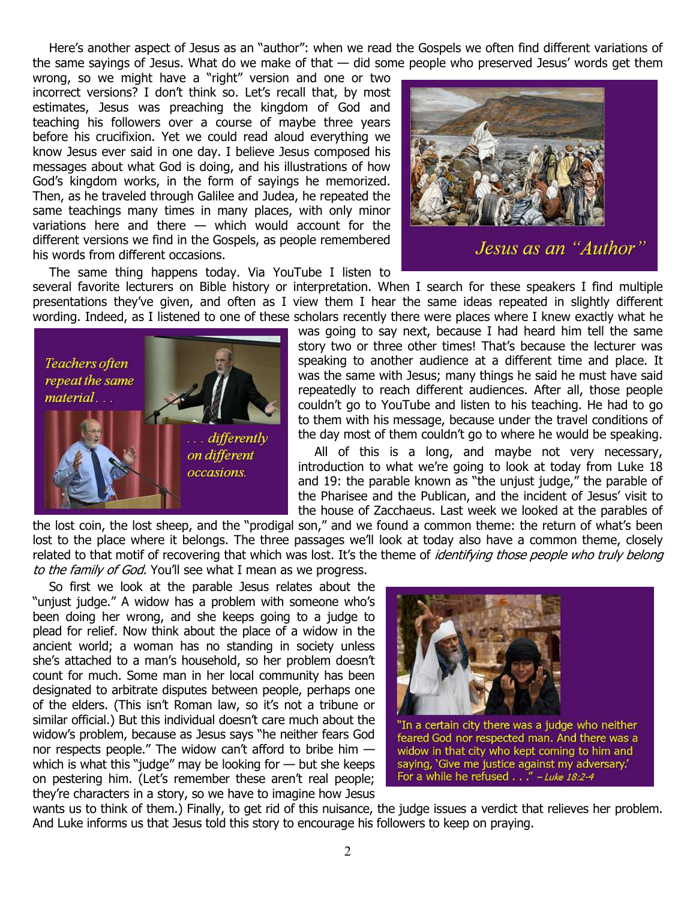Here's another aspect of Jesus as an "author": when we read the Gospels we often find different variations of the same sayings of Jesus. What do we make of that — did some people who preserved Jesus' words get them wrong, so we might have a "right" version and one or two incorrect versions? I don't think so. Let's recall that, by most estimates, Jesus was preaching the kingdom of God and teaching his followers over a course of maybe three years before his crucifixion. Yet we could read aloud everything we know Jesus ever said in one day. I believe Jesus composed his messages about what God is doing, and his illustrations of how God's kingdom works, in the form of sayings he memorized. Then, as he traveled through Galilee and Judea, he repeated the same teachings many times in many places, with only minor variations here and there — which would account for the different versions we find in the Gospels, as people remembered his words from different occasions.

*Jesus as an "Author"*

The same thing happens today. Via YouTube I listen to several favorite lecturers on Bible history or interpretation. When I search for these speakers I find multiple presentations they've given, and often as I view them I hear the same ideas repeated in slightly different wording. Indeed, as I listened to one of these scholars recently there were places where I knew exactly what he was going to say next, because I had heard him tell the same story two or three other times! That's because the lecturer was speaking to another audience at a different time and place. It was the same with Jesus; many things he said he must have said repeatedly to reach different audiences. After all, those people couldn't go to YouTube and listen to his teaching. He had to go to them with his message, because under the travel conditions of the day most of them couldn't go to where he would be speaking.

*Teachers often repeat the same material . . . . . . differently on different occasions.*

All of this is a long, and maybe not very necessary, introduction to what we're going to look at today from Luke 18 and 19: the parable known as "the unjust judge," the parable of the Pharisee and the Publican, and the incident of Jesus' visit to the house of Zacchaeus. Last week we looked at the parables of the lost coin, the lost sheep, and the "prodigal son," and we found a common theme: the return of what's been lost to the place where it belongs. The three passages we'll look at today also have a common theme, closely related to that motif of recovering that which was lost. It's the theme of *identifying those people who truly belong to the family of God.* You'll see what I mean as we progress.

So first we look at the parable Jesus relates about the "unjust judge." A widow has a problem with someone who's been doing her wrong, and she keeps going to a judge to plead for relief. Now think about the place of a widow in the ancient world; a woman has no standing in society unless she's attached to a man's household, so her problem doesn't count for much. Some man in her local community has been designated to arbitrate disputes between people, perhaps one of the elders. (This isn't Roman law, so it's not a tribune or similar official.) But this individual doesn't care much about the widow's problem, because as Jesus says "he neither fears God nor respects people." The widow can't afford to bribe him — which is what this "judge" may be looking for — but she keeps on pestering him. (Let's remember these aren't real people; they're characters in a story, so we have to imagine how Jesus wants us to think of them.) Finally, to get rid of this nuisance, the judge issues a verdict that relieves her problem. And Luke informs us that Jesus told this story to encourage his followers to keep on praying.

"In a certain city there was a judge who neither feared God nor respected man. And there was a widow in that city who kept coming to him and saying, 'Give me justice against my adversary.' For a while he refused . . ." – *Luke 18:2-4*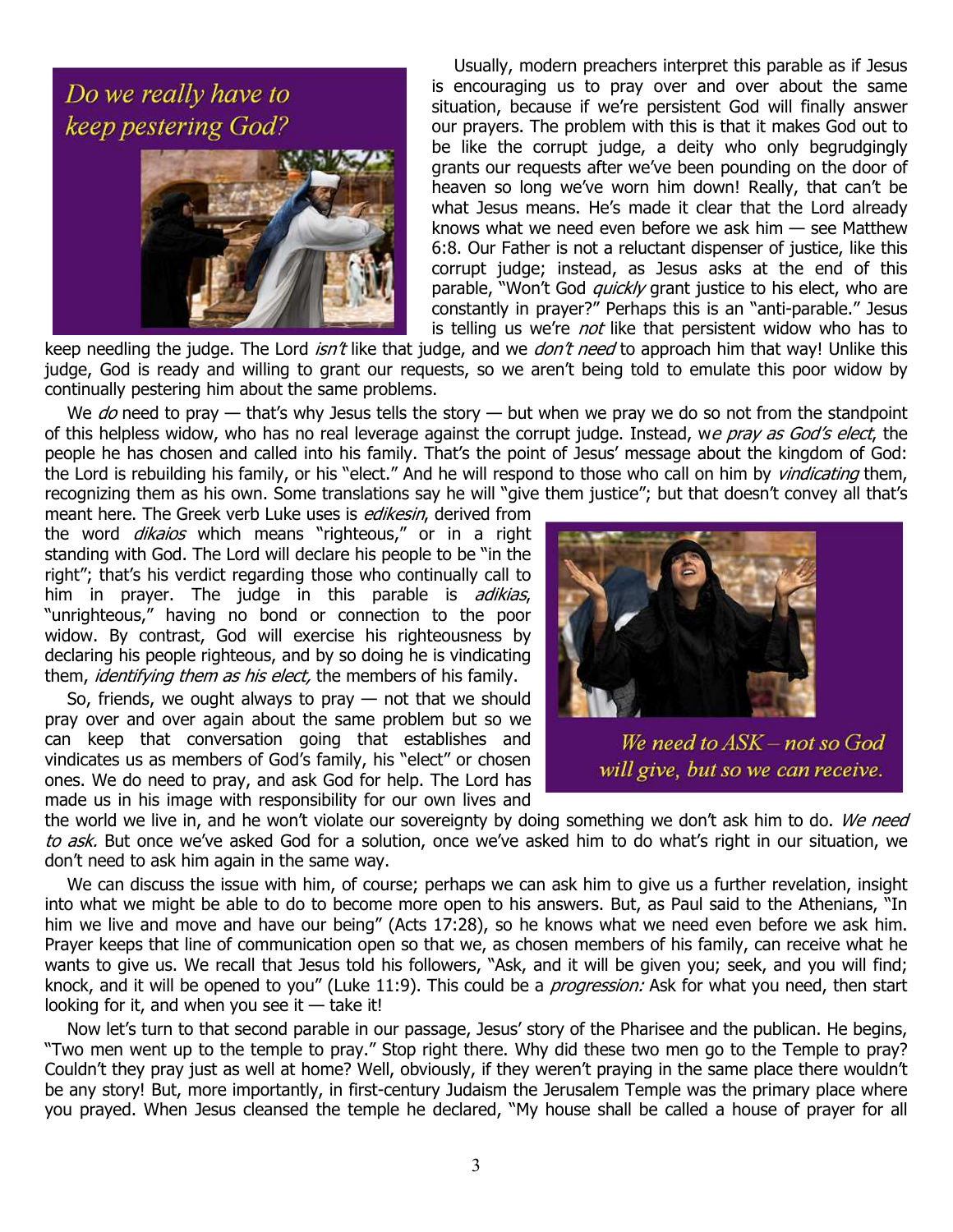*Do we really have to keep pestering God?*

Usually, modern preachers interpret this parable as if Jesus is encouraging us to pray over and over about the same situation, because if we're persistent God will finally answer our prayers. The problem with this is that it makes God out to be like the corrupt judge, a deity who only begrudgingly grants our requests after we've been pounding on the door of heaven so long we've worn him down! Really, that can't be what Jesus means. He's made it clear that the Lord already knows what we need even before we ask him — see Matthew 6:8. Our Father is not a reluctant dispenser of justice, like this corrupt judge; instead, as Jesus asks at the end of this parable, "Won't God *quickly* grant justice to his elect, who are constantly in prayer?" Perhaps this is an "anti-parable." Jesus is telling us we're *not* like that persistent widow who has to keep needling the judge. The Lord *isn't* like that judge, and we *don't need* to approach him that way! Unlike this judge, God is ready and willing to grant our requests, so we aren't being told to emulate this poor widow by continually pestering him about the same problems.

We *do* need to pray — that's why Jesus tells the story — but when we pray we do so not from the standpoint of this helpless widow, who has no real leverage against the corrupt judge. Instead, w*e pray as God's elect*, the people he has chosen and called into his family. That's the point of Jesus' message about the kingdom of God: the Lord is rebuilding his family, or his "elect." And he will respond to those who call on him by *vindicating* them, recognizing them as his own. Some translations say he will "give them justice"; but that doesn't convey all that's meant here. The Greek verb Luke uses is *edikesin*, derived from the word *dikaios* which means "righteous," or in a right standing with God. The Lord will declare his people to be "in the right"; that's his verdict regarding those who continually call to him in prayer. The judge in this parable is *adikias*, "unrighteous," having no bond or connection to the poor widow. By contrast, God will exercise his righteousness by declaring his people righteous, and by so doing he is vindicating them, *identifying them as his elect,* the members of his family.

So, friends, we ought always to pray — not that we should pray over and over again about the same problem but so we can keep that conversation going that establishes and vindicates us as members of God's family, his "elect" or chosen ones. We do need to pray, and ask God for help. The Lord has made us in his image with responsibility for our own lives and the world we live in, and he won't violate our sovereignty by doing something we don't ask him to do. *We need to ask.* But once we've asked God for a solution, once we've asked him to do what's right in our situation, we don't need to ask him again in the same way.

*We need to ASK – not so God will give, but so we can receive.*

We can discuss the issue with him, of course; perhaps we can ask him to give us a further revelation, insight into what we might be able to do to become more open to his answers. But, as Paul said to the Athenians, "In him we live and move and have our being" (Acts 17:28), so he knows what we need even before we ask him. Prayer keeps that line of communication open so that we, as chosen members of his family, can receive what he wants to give us. We recall that Jesus told his followers, "Ask, and it will be given you; seek, and you will find; knock, and it will be opened to you" (Luke 11:9). This could be a *progression:* Ask for what you need, then start looking for it, and when you see it — take it!

Now let's turn to that second parable in our passage, Jesus' story of the Pharisee and the publican. He begins, "Two men went up to the temple to pray." Stop right there. Why did these two men go to the Temple to pray? Couldn't they pray just as well at home? Well, obviously, if they weren't praying in the same place there wouldn't be any story! But, more importantly, in first-century Judaism the Jerusalem Temple was the primary place where you prayed. When Jesus cleansed the temple he declared, "My house shall be called a house of prayer for all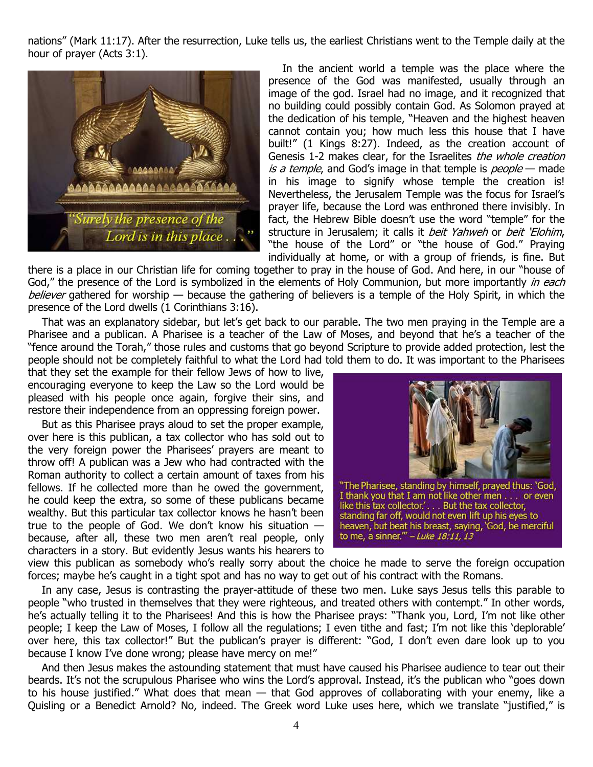nations" (Mark 11:17). After the resurrection, Luke tells us, the earliest Christians went to the Temple daily at the hour of prayer (Acts 3:1).

"Surely the presence of the Lord is in this place . . ."

In the ancient world a temple was the place where the presence of the God was manifested, usually through an image of the god. Israel had no image, and it recognized that no building could possibly contain God. As Solomon prayed at the dedication of his temple, "Heaven and the highest heaven cannot contain you; how much less this house that I have built!" (1 Kings 8:27). Indeed, as the creation account of Genesis 1-2 makes clear, for the Israelites *the whole creation is a temple*, and God's image in that temple is *people* — made in his image to signify whose temple the creation is! Nevertheless, the Jerusalem Temple was the focus for Israel's prayer life, because the Lord was enthroned there invisibly. In fact, the Hebrew Bible doesn't use the word "temple" for the structure in Jerusalem; it calls it *beit Yahweh* or *beit 'Elohim*, "the house of the Lord" or "the house of God." Praying individually at home, or with a group of friends, is fine. But there is a place in our Christian life for coming together to pray in the house of God. And here, in our "house of God," the presence of the Lord is symbolized in the elements of Holy Communion, but more importantly *in each believer* gathered for worship — because the gathering of believers is a temple of the Holy Spirit, in which the presence of the Lord dwells (1 Corinthians 3:16).

That was an explanatory sidebar, but let's get back to our parable. The two men praying in the Temple are a Pharisee and a publican. A Pharisee is a teacher of the Law of Moses, and beyond that he's a teacher of the "fence around the Torah," those rules and customs that go beyond Scripture to provide added protection, lest the people should not be completely faithful to what the Lord had told them to do. It was important to the Pharisees that they set the example for their fellow Jews of how to live, encouraging everyone to keep the Law so the Lord would be pleased with his people once again, forgive their sins, and restore their independence from an oppressing foreign power.

But as this Pharisee prays aloud to set the proper example, over here is this publican, a tax collector who has sold out to the very foreign power the Pharisees' prayers are meant to throw off! A publican was a Jew who had contracted with the Roman authority to collect a certain amount of taxes from his fellows. If he collected more than he owed the government, he could keep the extra, so some of these publicans became wealthy. But this particular tax collector knows he hasn't been true to the people of God. We don't know his situation — because, after all, these two men aren't real people, only characters in a story. But evidently Jesus wants his hearers to view this publican as somebody who's really sorry about the choice he made to serve the foreign occupation forces; maybe he's caught in a tight spot and has no way to get out of his contract with the Romans.

"The Pharisee, standing by himself, prayed thus: 'God, I thank you that I am not like other men . . . or even like this tax collector.' . . . But the tax collector, standing far off, would not even lift up his eyes to heaven, but beat his breast, saying, 'God, be merciful to me, a sinner.'" – *Luke 18:11, 13*

In any case, Jesus is contrasting the prayer-attitude of these two men. Luke says Jesus tells this parable to people "who trusted in themselves that they were righteous, and treated others with contempt." In other words, he's actually telling it to the Pharisees! And this is how the Pharisee prays: "Thank you, Lord, I'm not like other people; I keep the Law of Moses, I follow all the regulations; I even tithe and fast; I'm not like this 'deplorable' over here, this tax collector!" But the publican's prayer is different: "God, I don't even dare look up to you because I know I've done wrong; please have mercy on me!"

And then Jesus makes the astounding statement that must have caused his Pharisee audience to tear out their beards. It's not the scrupulous Pharisee who wins the Lord's approval. Instead, it's the publican who "goes down to his house justified." What does that mean — that God approves of collaborating with your enemy, like a Quisling or a Benedict Arnold? No, indeed. The Greek word Luke uses here, which we translate "justified," is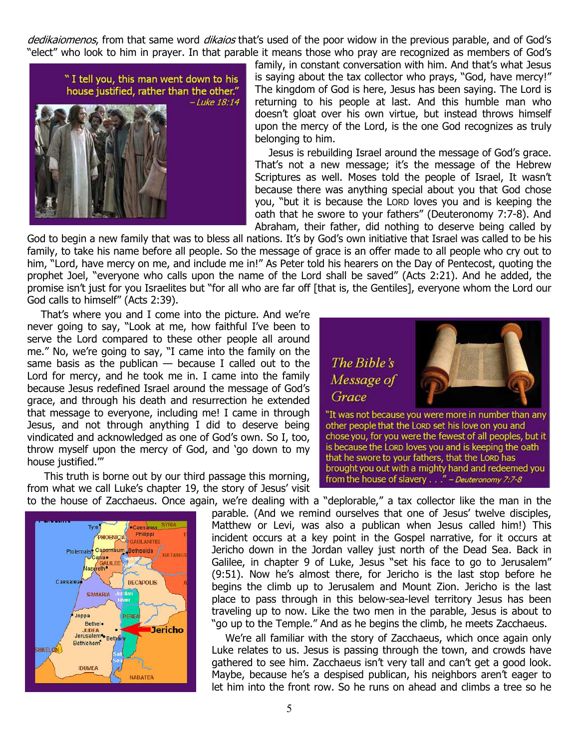*dedikaiomenos*, from that same word *dikaios* that's used of the poor widow in the previous parable, and of God's "elect" who look to him in prayer. In that parable it means those who pray are recognized as members of God's family, in constant conversation with him. And that's what Jesus is saying about the tax collector who prays, "God, have mercy!" The kingdom of God is here, Jesus has been saying. The Lord is returning to his people at last. And this humble man who doesn't gloat over his own virtue, but instead throws himself upon the mercy of the Lord, is the one God recognizes as truly belonging to him.

" I tell you, this man went down to his house justified, rather than the other." – *Luke 18:14*

Jesus is rebuilding Israel around the message of God's grace. That's not a new message; it's the message of the Hebrew Scriptures as well. Moses told the people of Israel, It wasn't because there was anything special about you that God chose you, "but it is because the LORD loves you and is keeping the oath that he swore to your fathers" (Deuteronomy 7:7-8). And Abraham, their father, did nothing to deserve being called by God to begin a new family that was to bless all nations. It's by God's own initiative that Israel was called to be his family, to take his name before all people. So the message of grace is an offer made to all people who cry out to him, "Lord, have mercy on me, and include me in!" As Peter told his hearers on the Day of Pentecost, quoting the prophet Joel, "everyone who calls upon the name of the Lord shall be saved" (Acts 2:21). And he added, the promise isn't just for you Israelites but "for all who are far off [that is, the Gentiles], everyone whom the Lord our God calls to himself" (Acts 2:39).

That's where you and I come into the picture. And we're never going to say, "Look at me, how faithful I've been to serve the Lord compared to these other people all around me." No, we're going to say, "I came into the family on the same basis as the publican — because I called out to the Lord for mercy, and he took me in. I came into the family because Jesus redefined Israel around the message of God's grace, and through his death and resurrection he extended that message to everyone, including me! I came in through Jesus, and not through anything I did to deserve being vindicated and acknowledged as one of God's own. So I, too, throw myself upon the mercy of God, and 'go down to my house justified.'"

*The Bible's Message of Grace*

"It was not because you were more in number than any other people that the LORD set his love on you and chose you, for you were the fewest of all peoples, but it is because the LORD loves you and is keeping the oath that he swore to your fathers, that the LORD has brought you out with a mighty hand and redeemed you from the house of slavery . . ." – *Deuteronomy 7:7-8*

This truth is borne out by our third passage this morning, from what we call Luke's chapter 19, the story of Jesus' visit to the house of Zacchaeus. Once again, we're dealing with a "deplorable," a tax collector like the man in the parable. (And we remind ourselves that one of Jesus' twelve disciples, Matthew or Levi, was also a publican when Jesus called him!) This incident occurs at a key point in the Gospel narrative, for it occurs at Jericho down in the Jordan valley just north of the Dead Sea. Back in Galilee, in chapter 9 of Luke, Jesus "set his face to go to Jerusalem" (9:51). Now he's almost there, for Jericho is the last stop before he begins the climb up to Jerusalem and Mount Zion. Jericho is the last place to pass through in this below-sea-level territory Jesus has been traveling up to now. Like the two men in the parable, Jesus is about to "go up to the Temple." And as he begins the climb, he meets Zacchaeus.

We're all familiar with the story of Zacchaeus, which once again only Luke relates to us. Jesus is passing through the town, and crowds have gathered to see him. Zacchaeus isn't very tall and can't get a good look. Maybe, because he's a despised publican, his neighbors aren't eager to let him into the front row. So he runs on ahead and climbs a tree so he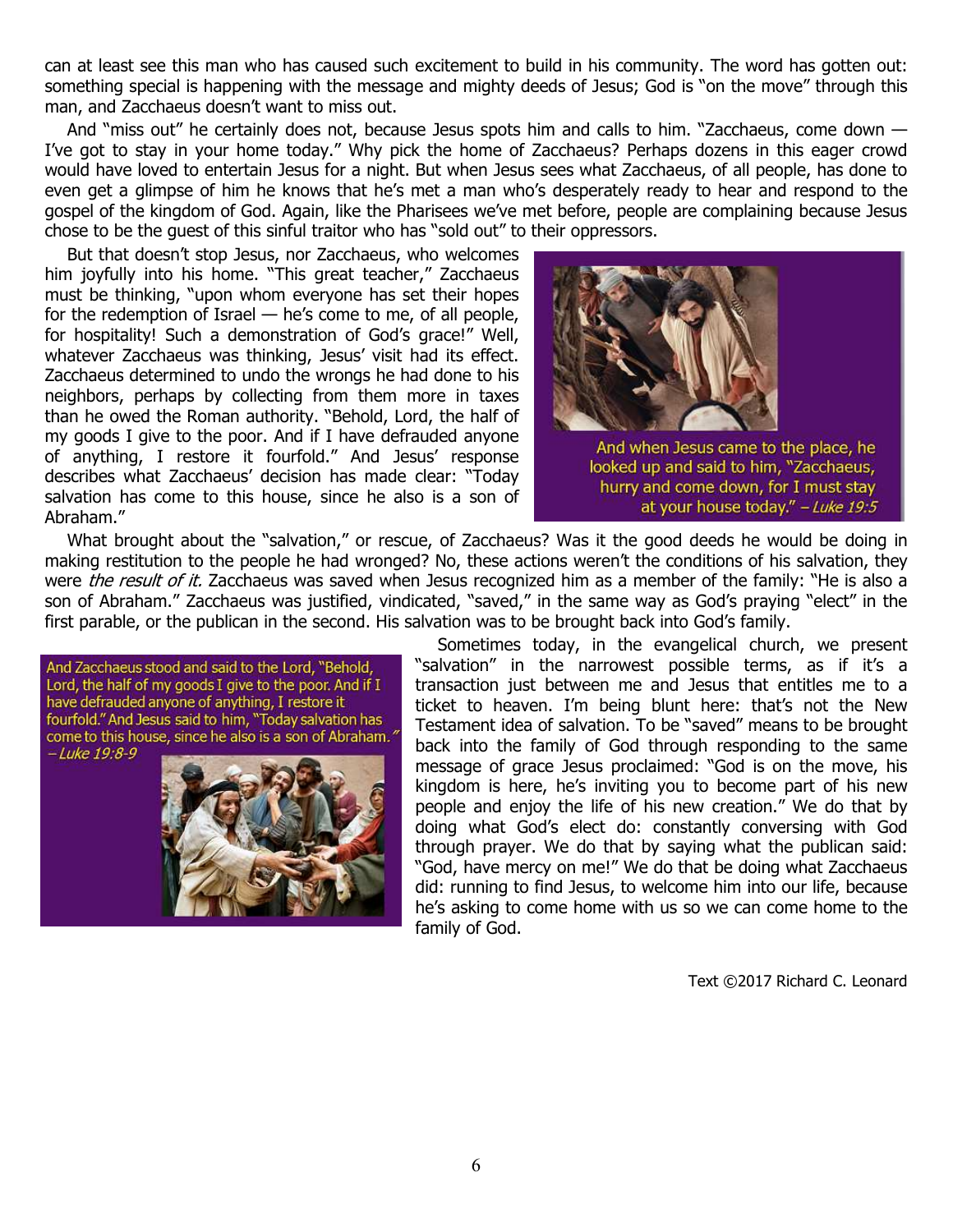can at least see this man who has caused such excitement to build in his community. The word has gotten out: something special is happening with the message and mighty deeds of Jesus; God is "on the move" through this man, and Zacchaeus doesn't want to miss out.

And "miss out" he certainly does not, because Jesus spots him and calls to him. "Zacchaeus, come down — I've got to stay in your home today." Why pick the home of Zacchaeus? Perhaps dozens in this eager crowd would have loved to entertain Jesus for a night. But when Jesus sees what Zacchaeus, of all people, has done to even get a glimpse of him he knows that he's met a man who's desperately ready to hear and respond to the gospel of the kingdom of God. Again, like the Pharisees we've met before, people are complaining because Jesus chose to be the guest of this sinful traitor who has "sold out" to their oppressors.

But that doesn't stop Jesus, nor Zacchaeus, who welcomes him joyfully into his home. "This great teacher," Zacchaeus must be thinking, "upon whom everyone has set their hopes for the redemption of Israel — he's come to me, of all people, for hospitality! Such a demonstration of God's grace!" Well, whatever Zacchaeus was thinking, Jesus' visit had its effect. Zacchaeus determined to undo the wrongs he had done to his neighbors, perhaps by collecting from them more in taxes than he owed the Roman authority. "Behold, Lord, the half of my goods I give to the poor. And if I have defrauded anyone of anything, I restore it fourfold." And Jesus' response describes what Zacchaeus' decision has made clear: "Today salvation has come to this house, since he also is a son of Abraham."

And when Jesus came to the place, he looked up and said to him, "Zacchaeus, hurry and come down, for I must stay at your house today." – *Luke 19:5*

What brought about the "salvation," or rescue, of Zacchaeus? Was it the good deeds he would be doing in making restitution to the people he had wronged? No, these actions weren't the conditions of his salvation, they were *the result of it.* Zacchaeus was saved when Jesus recognized him as a member of the family: "He is also a son of Abraham." Zacchaeus was justified, vindicated, "saved," in the same way as God's praying "elect" in the first parable, or the publican in the second. His salvation was to be brought back into God's family.

And Zacchaeus stood and said to the Lord, "Behold, Lord, the half of my goods I give to the poor. And if I have defrauded anyone of anything, I restore it fourfold." And Jesus said to him, "Today salvation has come to this house, since he also is a son of Abraham." – *Luke 19:8-9*

Sometimes today, in the evangelical church, we present "salvation" in the narrowest possible terms, as if it's a transaction just between me and Jesus that entitles me to a ticket to heaven. I'm being blunt here: that's not the New Testament idea of salvation. To be "saved" means to be brought back into the family of God through responding to the same message of grace Jesus proclaimed: "God is on the move, his kingdom is here, he's inviting you to become part of his new people and enjoy the life of his new creation." We do that by doing what God's elect do: constantly conversing with God through prayer. We do that by saying what the publican said: "God, have mercy on me!" We do that be doing what Zacchaeus did: running to find Jesus, to welcome him into our life, because he's asking to come home with us so we can come home to the family of God.

Text ©2017 Richard C. Leonard